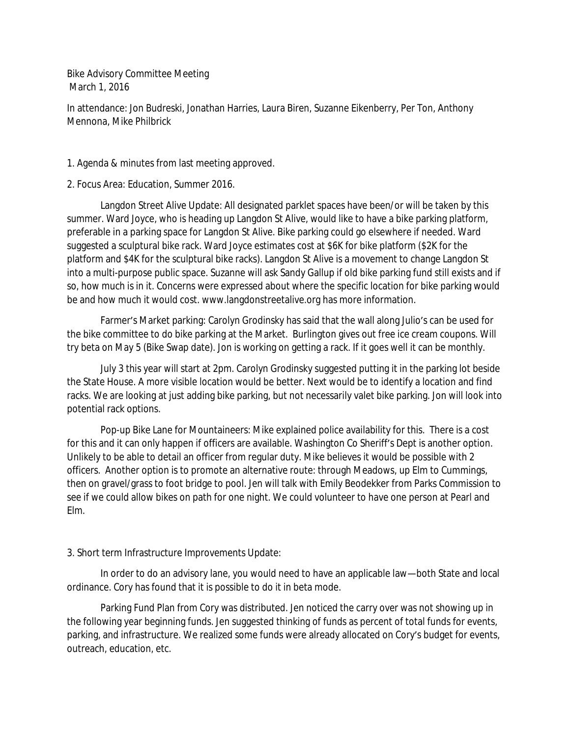Bike Advisory Committee Meeting
March 1, 2016

In attendance: Jon Budreski, Jonathan Harries, Laura Biren, Suzanne Eikenberry, Per Ton, Anthony Mennona, Mike Philbrick

1. Agenda & minutes from last meeting approved.

2. Focus Area: Education, Summer 2016.

Langdon Street Alive Update: All designated parklet spaces have been/or will be taken by this summer. Ward Joyce, who is heading up Langdon St Alive, would like to have a bike parking platform, preferable in a parking space for Langdon St Alive. Bike parking could go elsewhere if needed. Ward suggested a sculptural bike rack. Ward Joyce estimates cost at $6K for bike platform ($2K for the platform and $4K for the sculptural bike racks). Langdon St Alive is a movement to change Langdon St into a multi-purpose public space. Suzanne will ask Sandy Gallup if old bike parking fund still exists and if so, how much is in it. Concerns were expressed about where the specific location for bike parking would be and how much it would cost. www.langdonstreetalive.org has more information.

Farmer's Market parking: Carolyn Grodinsky has said that the wall along Julio's can be used for the bike committee to do bike parking at the Market. Burlington gives out free ice cream coupons. Will try beta on May 5 (Bike Swap date). Jon is working on getting a rack. If it goes well it can be monthly.

July 3 this year will start at 2pm. Carolyn Grodinsky suggested putting it in the parking lot beside the State House. A more visible location would be better. Next would be to identify a location and find racks. We are looking at just adding bike parking, but not necessarily valet bike parking. Jon will look into potential rack options.

Pop-up Bike Lane for Mountaineers: Mike explained police availability for this. There is a cost for this and it can only happen if officers are available. Washington Co Sheriff's Dept is another option. Unlikely to be able to detail an officer from regular duty. Mike believes it would be possible with 2 officers. Another option is to promote an alternative route: through Meadows, up Elm to Cummings, then on gravel/grass to foot bridge to pool. Jen will talk with Emily Beodekker from Parks Commission to see if we could allow bikes on path for one night. We could volunteer to have one person at Pearl and Elm.

3. Short term Infrastructure Improvements Update:

In order to do an advisory lane, you would need to have an applicable law—both State and local ordinance. Cory has found that it is possible to do it in beta mode.

Parking Fund Plan from Cory was distributed. Jen noticed the carry over was not showing up in the following year beginning funds. Jen suggested thinking of funds as percent of total funds for events, parking, and infrastructure. We realized some funds were already allocated on Cory's budget for events, outreach, education, etc.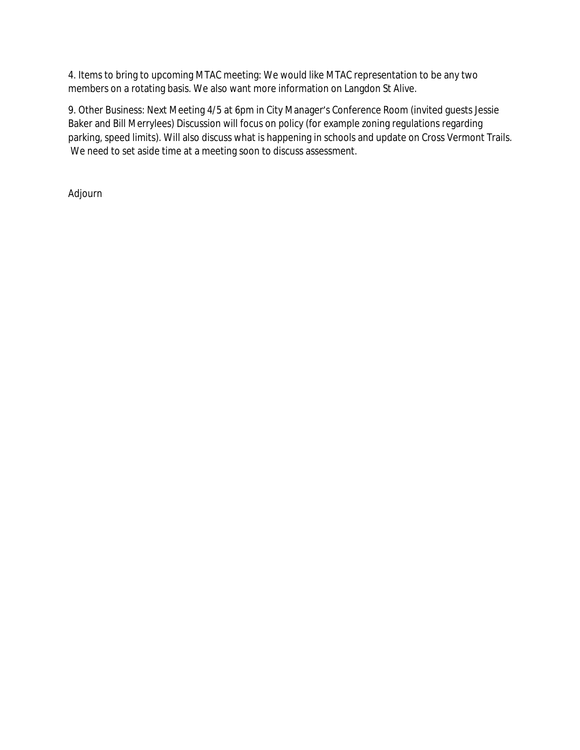4. Items to bring to upcoming MTAC meeting: We would like MTAC representation to be any two members on a rotating basis. We also want more information on Langdon St Alive.

9. Other Business: Next Meeting 4/5 at 6pm in City Manager's Conference Room (invited guests Jessie Baker and Bill Merrylees) Discussion will focus on policy (for example zoning regulations regarding parking, speed limits). Will also discuss what is happening in schools and update on Cross Vermont Trails. We need to set aside time at a meeting soon to discuss assessment.

Adjourn